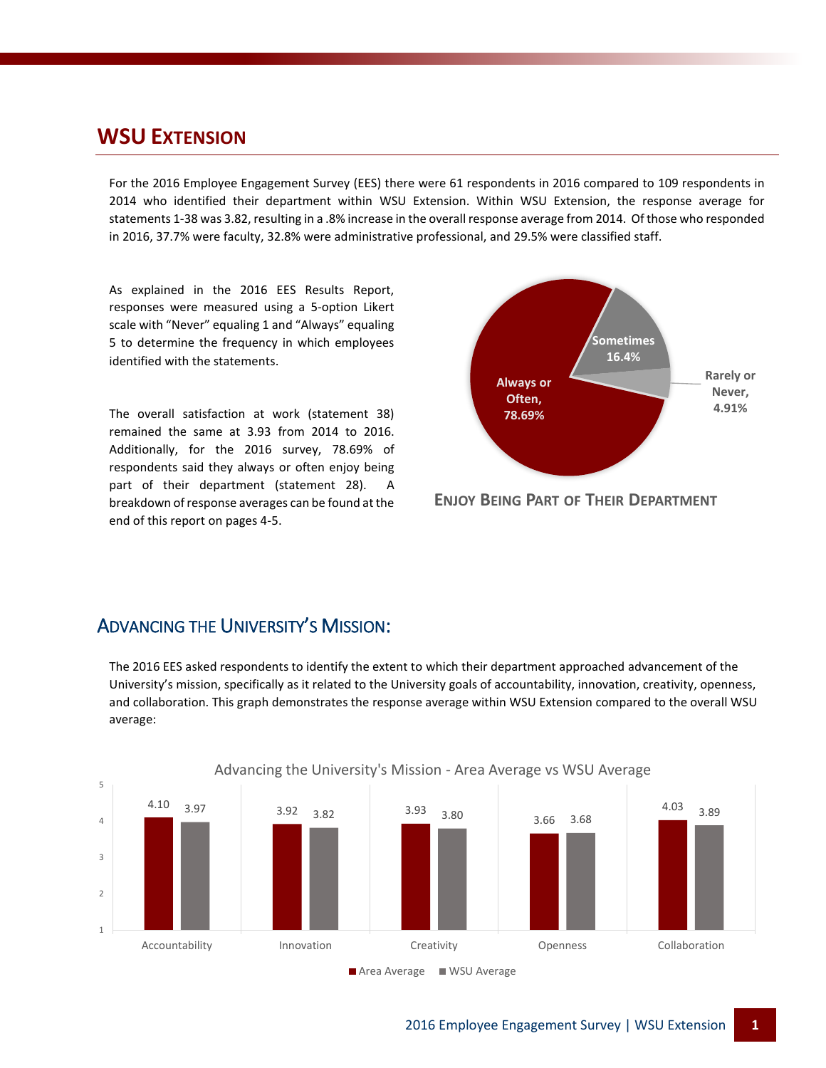## WSU Extension

For the 2016 Employee Engagement Survey (EES) there were 61 respondents in 2016 compared to 109 respondents in 2014 who identified their department within WSU Extension. Within WSU Extension, the response average for statements 1-38 was 3.82, resulting in a .8% increase in the overall response average from 2014. Of those who responded in 2016, 37.7% were faculty, 32.8% were administrative professional, and 29.5% were classified staff.

As explained in the 2016 EES Results Report, responses were measured using a 5-option Likert scale with "Never" equaling 1 and "Always" equaling 5 to determine the frequency in which employees identified with the statements.

The overall satisfaction at work (statement 38) remained the same at 3.93 from 2014 to 2016. Additionally, for the 2016 survey, 78.69% of respondents said they always or often enjoy being part of their department (statement 28). A breakdown of response averages can be found at the end of this report on pages 4-5.

| Response | Percentage |
|---|---|
| Always or Often | 78.69% |
| Sometimes | 16.4% |
| Rarely or Never | 4.91% |

**Enjoy Being Part of Their Department**

## Advancing the University's Mission:

The 2016 EES asked respondents to identify the extent to which their department approached advancement of the University's mission, specifically as it related to the University goals of accountability, innovation, creativity, openness, and collaboration. This graph demonstrates the response average within WSU Extension compared to the overall WSU average:

Advancing the University's Mission - Area Average vs WSU Average

| | Area Average | WSU Average |
|---|---|---|
| Accountability | 4.10 | 3.97 |
| Innovation | 3.92 | 3.82 |
| Creativity | 3.93 | 3.80 |
| Openness | 3.66 | 3.68 |
| Collaboration | 4.03 | 3.89 |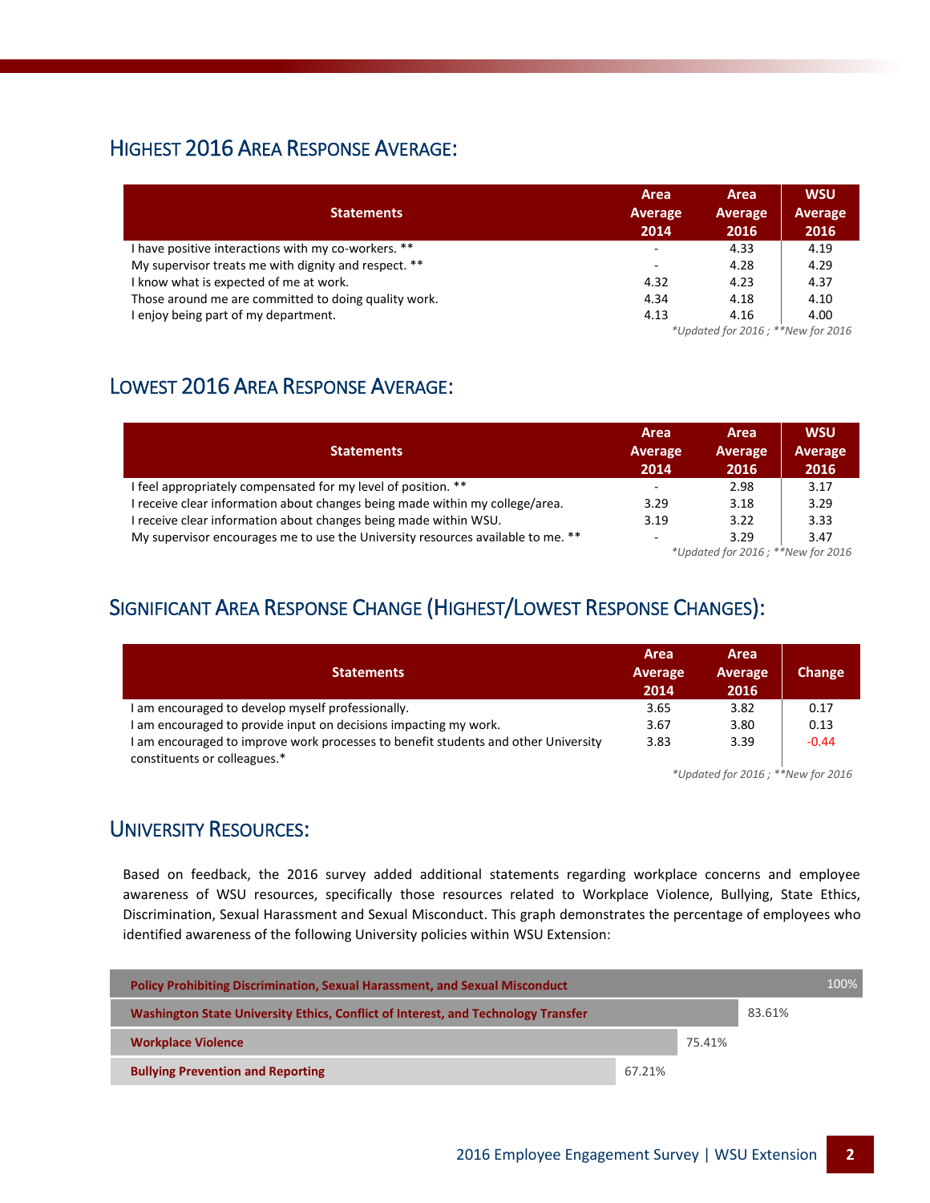## Highest 2016 Area Response Average:

| Statements | Area Average 2014 | Area Average 2016 | WSU Average 2016 |
|---|---|---|---|
| I have positive interactions with my co-workers. ** | - | 4.33 | 4.19 |
| My supervisor treats me with dignity and respect. ** | - | 4.28 | 4.29 |
| I know what is expected of me at work. | 4.32 | 4.23 | 4.37 |
| Those around me are committed to doing quality work. | 4.34 | 4.18 | 4.10 |
| I enjoy being part of my department. | 4.13 | 4.16 | 4.00 |

*\*Updated for 2016 ; \*\*New for 2016*

## Lowest 2016 Area Response Average:

| Statements | Area Average 2014 | Area Average 2016 | WSU Average 2016 |
|---|---|---|---|
| I feel appropriately compensated for my level of position. ** | - | 2.98 | 3.17 |
| I receive clear information about changes being made within my college/area. | 3.29 | 3.18 | 3.29 |
| I receive clear information about changes being made within WSU. | 3.19 | 3.22 | 3.33 |
| My supervisor encourages me to use the University resources available to me. ** | - | 3.29 | 3.47 |

*\*Updated for 2016 ; \*\*New for 2016*

## Significant Area Response Change (Highest/Lowest Response Changes):

| Statements | Area Average 2014 | Area Average 2016 | Change |
|---|---|---|---|
| I am encouraged to develop myself professionally. | 3.65 | 3.82 | 0.17 |
| I am encouraged to provide input on decisions impacting my work. | 3.67 | 3.80 | 0.13 |
| I am encouraged to improve work processes to benefit students and other University constituents or colleagues.* | 3.83 | 3.39 | -0.44 |

*\*Updated for 2016 ; \*\*New for 2016*

## University Resources:

Based on feedback, the 2016 survey added additional statements regarding workplace concerns and employee awareness of WSU resources, specifically those resources related to Workplace Violence, Bullying, State Ethics, Discrimination, Sexual Harassment and Sexual Misconduct. This graph demonstrates the percentage of employees who identified awareness of the following University policies within WSU Extension:

| Policy | Awareness |
|---|---|
| **Policy Prohibiting Discrimination, Sexual Harassment, and Sexual Misconduct** | 100% |
| **Washington State University Ethics, Conflict of Interest, and Technology Transfer** | 83.61% |
| **Workplace Violence** | 75.41% |
| **Bullying Prevention and Reporting** | 67.21% |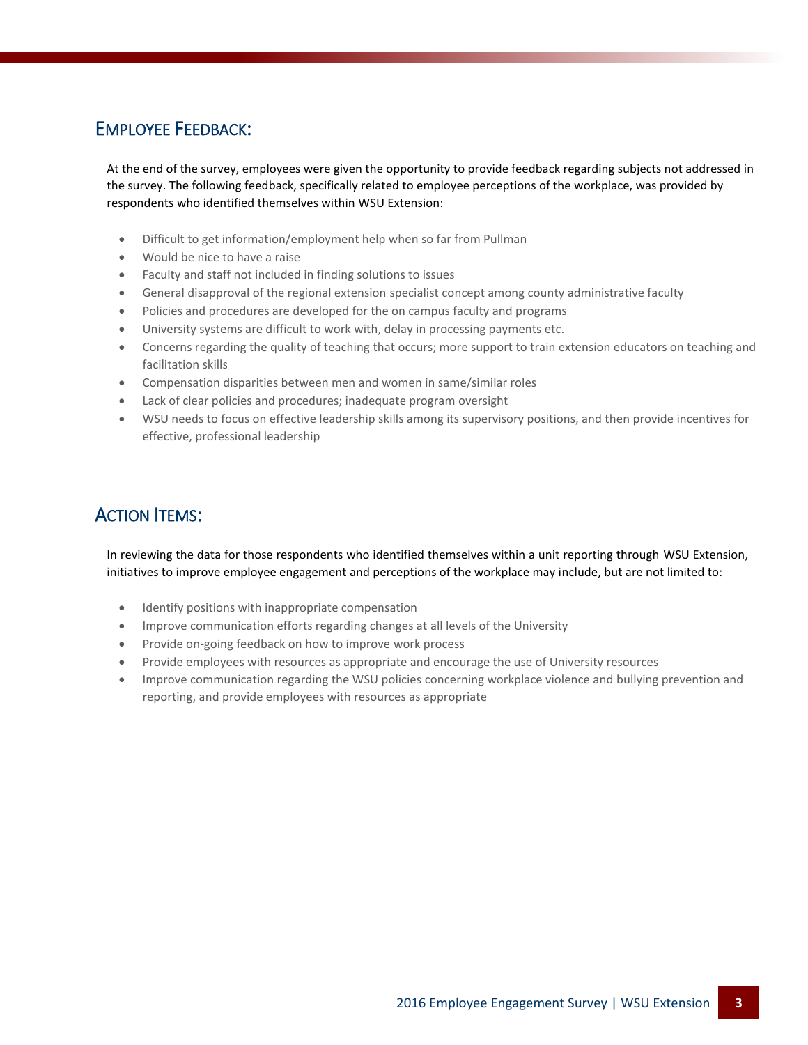## Employee Feedback:

At the end of the survey, employees were given the opportunity to provide feedback regarding subjects not addressed in the survey. The following feedback, specifically related to employee perceptions of the workplace, was provided by respondents who identified themselves within WSU Extension:

- Difficult to get information/employment help when so far from Pullman
- Would be nice to have a raise
- Faculty and staff not included in finding solutions to issues
- General disapproval of the regional extension specialist concept among county administrative faculty
- Policies and procedures are developed for the on campus faculty and programs
- University systems are difficult to work with, delay in processing payments etc.
- Concerns regarding the quality of teaching that occurs; more support to train extension educators on teaching and facilitation skills
- Compensation disparities between men and women in same/similar roles
- Lack of clear policies and procedures; inadequate program oversight
- WSU needs to focus on effective leadership skills among its supervisory positions, and then provide incentives for effective, professional leadership

## Action Items:

In reviewing the data for those respondents who identified themselves within a unit reporting through WSU Extension, initiatives to improve employee engagement and perceptions of the workplace may include, but are not limited to:

- Identify positions with inappropriate compensation
- Improve communication efforts regarding changes at all levels of the University
- Provide on-going feedback on how to improve work process
- Provide employees with resources as appropriate and encourage the use of University resources
- Improve communication regarding the WSU policies concerning workplace violence and bullying prevention and reporting, and provide employees with resources as appropriate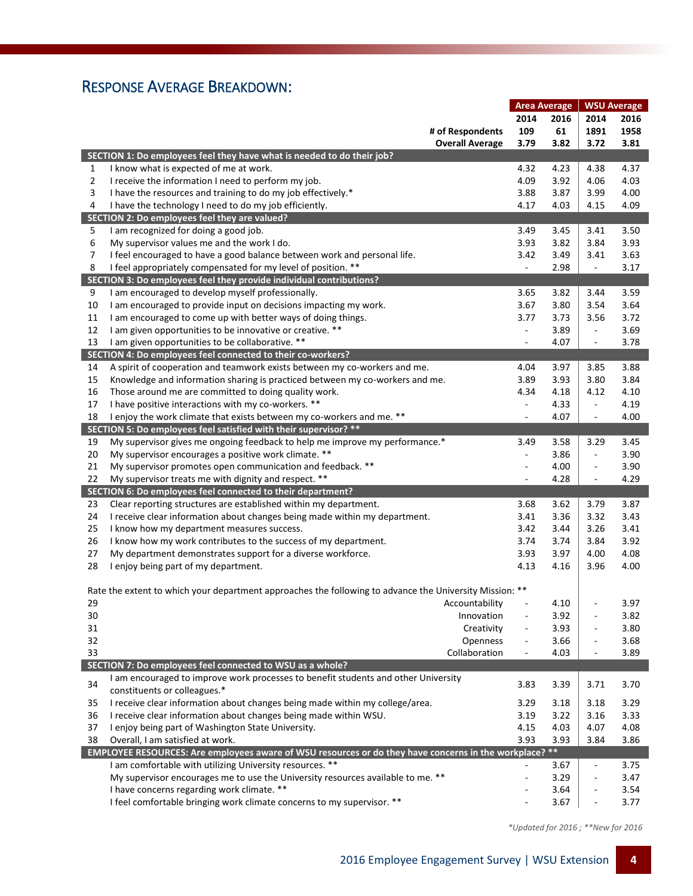## RESPONSE AVERAGE BREAKDOWN:

| | | Area Average | | WSU Average | |
|---|---|---|---|---|---|
| | | 2014 | 2016 | 2014 | 2016 |
| | # of Respondents | 109 | 61 | 1891 | 1958 |
| | Overall Average | 3.79 | 3.82 | 3.72 | 3.81 |
| **SECTION 1: Do employees feel they have what is needed to do their job?** | | | | | |
| 1 | I know what is expected of me at work. | 4.32 | 4.23 | 4.38 | 4.37 |
| 2 | I receive the information I need to perform my job. | 4.09 | 3.92 | 4.06 | 4.03 |
| 3 | I have the resources and training to do my job effectively.* | 3.88 | 3.87 | 3.99 | 4.00 |
| 4 | I have the technology I need to do my job efficiently. | 4.17 | 4.03 | 4.15 | 4.09 |
| **SECTION 2: Do employees feel they are valued?** | | | | | |
| 5 | I am recognized for doing a good job. | 3.49 | 3.45 | 3.41 | 3.50 |
| 6 | My supervisor values me and the work I do. | 3.93 | 3.82 | 3.84 | 3.93 |
| 7 | I feel encouraged to have a good balance between work and personal life. | 3.42 | 3.49 | 3.41 | 3.63 |
| 8 | I feel appropriately compensated for my level of position. ** | - | 2.98 | - | 3.17 |
| **SECTION 3: Do employees feel they provide individual contributions?** | | | | | |
| 9 | I am encouraged to develop myself professionally. | 3.65 | 3.82 | 3.44 | 3.59 |
| 10 | I am encouraged to provide input on decisions impacting my work. | 3.67 | 3.80 | 3.54 | 3.64 |
| 11 | I am encouraged to come up with better ways of doing things. | 3.77 | 3.73 | 3.56 | 3.72 |
| 12 | I am given opportunities to be innovative or creative. ** | - | 3.89 | - | 3.69 |
| 13 | I am given opportunities to be collaborative. ** | - | 4.07 | - | 3.78 |
| **SECTION 4: Do employees feel connected to their co-workers?** | | | | | |
| 14 | A spirit of cooperation and teamwork exists between my co-workers and me. | 4.04 | 3.97 | 3.85 | 3.88 |
| 15 | Knowledge and information sharing is practiced between my co-workers and me. | 3.89 | 3.93 | 3.80 | 3.84 |
| 16 | Those around me are committed to doing quality work. | 4.34 | 4.18 | 4.12 | 4.10 |
| 17 | I have positive interactions with my co-workers. ** | - | 4.33 | - | 4.19 |
| 18 | I enjoy the work climate that exists between my co-workers and me. ** | - | 4.07 | - | 4.00 |
| **SECTION 5: Do employees feel satisfied with their supervisor? \*\*** | | | | | |
| 19 | My supervisor gives me ongoing feedback to help me improve my performance.* | 3.49 | 3.58 | 3.29 | 3.45 |
| 20 | My supervisor encourages a positive work climate. ** | - | 3.86 | - | 3.90 |
| 21 | My supervisor promotes open communication and feedback. ** | - | 4.00 | - | 3.90 |
| 22 | My supervisor treats me with dignity and respect. ** | - | 4.28 | - | 4.29 |
| **SECTION 6: Do employees feel connected to their department?** | | | | | |
| 23 | Clear reporting structures are established within my department. | 3.68 | 3.62 | 3.79 | 3.87 |
| 24 | I receive clear information about changes being made within my department. | 3.41 | 3.36 | 3.32 | 3.43 |
| 25 | I know how my department measures success. | 3.42 | 3.44 | 3.26 | 3.41 |
| 26 | I know how my work contributes to the success of my department. | 3.74 | 3.74 | 3.84 | 3.92 |
| 27 | My department demonstrates support for a diverse workforce. | 3.93 | 3.97 | 4.00 | 4.08 |
| 28 | I enjoy being part of my department. | 4.13 | 4.16 | 3.96 | 4.00 |
| | Rate the extent to which your department approaches the following to advance the University Mission: ** | | | | |
| 29 | Accountability | - | 4.10 | - | 3.97 |
| 30 | Innovation | - | 3.92 | - | 3.82 |
| 31 | Creativity | - | 3.93 | - | 3.80 |
| 32 | Openness | - | 3.66 | - | 3.68 |
| 33 | Collaboration | - | 4.03 | - | 3.89 |
| **SECTION 7: Do employees feel connected to WSU as a whole?** | | | | | |
| 34 | I am encouraged to improve work processes to benefit students and other University constituents or colleagues.* | 3.83 | 3.39 | 3.71 | 3.70 |
| 35 | I receive clear information about changes being made within my college/area. | 3.29 | 3.18 | 3.18 | 3.29 |
| 36 | I receive clear information about changes being made within WSU. | 3.19 | 3.22 | 3.16 | 3.33 |
| 37 | I enjoy being part of Washington State University. | 4.15 | 4.03 | 4.07 | 4.08 |
| 38 | Overall, I am satisfied at work. | 3.93 | 3.93 | 3.84 | 3.86 |
| **EMPLOYEE RESOURCES: Are employees aware of WSU resources or do they have concerns in the workplace? \*\*** | | | | | |
| | I am comfortable with utilizing University resources. ** | - | 3.67 | - | 3.75 |
| | My supervisor encourages me to use the University resources available to me. ** | - | 3.29 | - | 3.47 |
| | I have concerns regarding work climate. ** | - | 3.64 | - | 3.54 |
| | I feel comfortable bringing work climate concerns to my supervisor. ** | - | 3.67 | - | 3.77 |

*\*Updated for 2016 ; \*\*New for 2016*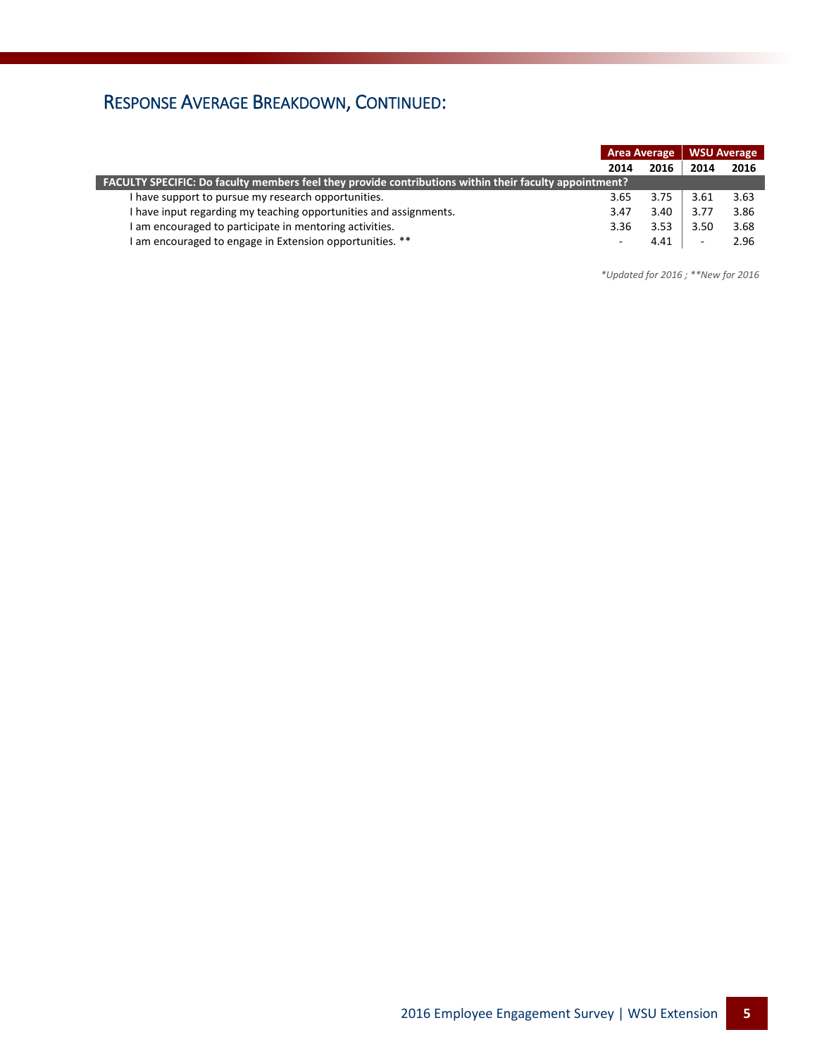## Response Average Breakdown, Continued:

| | Area Average | | WSU Average | |
|---|---|---|---|---|
| | 2014 | 2016 | 2014 | 2016 |
| **FACULTY SPECIFIC: Do faculty members feel they provide contributions within their faculty appointment?** | | | | |
| I have support to pursue my research opportunities. | 3.65 | 3.75 | 3.61 | 3.63 |
| I have input regarding my teaching opportunities and assignments. | 3.47 | 3.40 | 3.77 | 3.86 |
| I am encouraged to participate in mentoring activities. | 3.36 | 3.53 | 3.50 | 3.68 |
| I am encouraged to engage in Extension opportunities. ** | - | 4.41 | - | 2.96 |

*\*Updated for 2016 ; \*\*New for 2016*